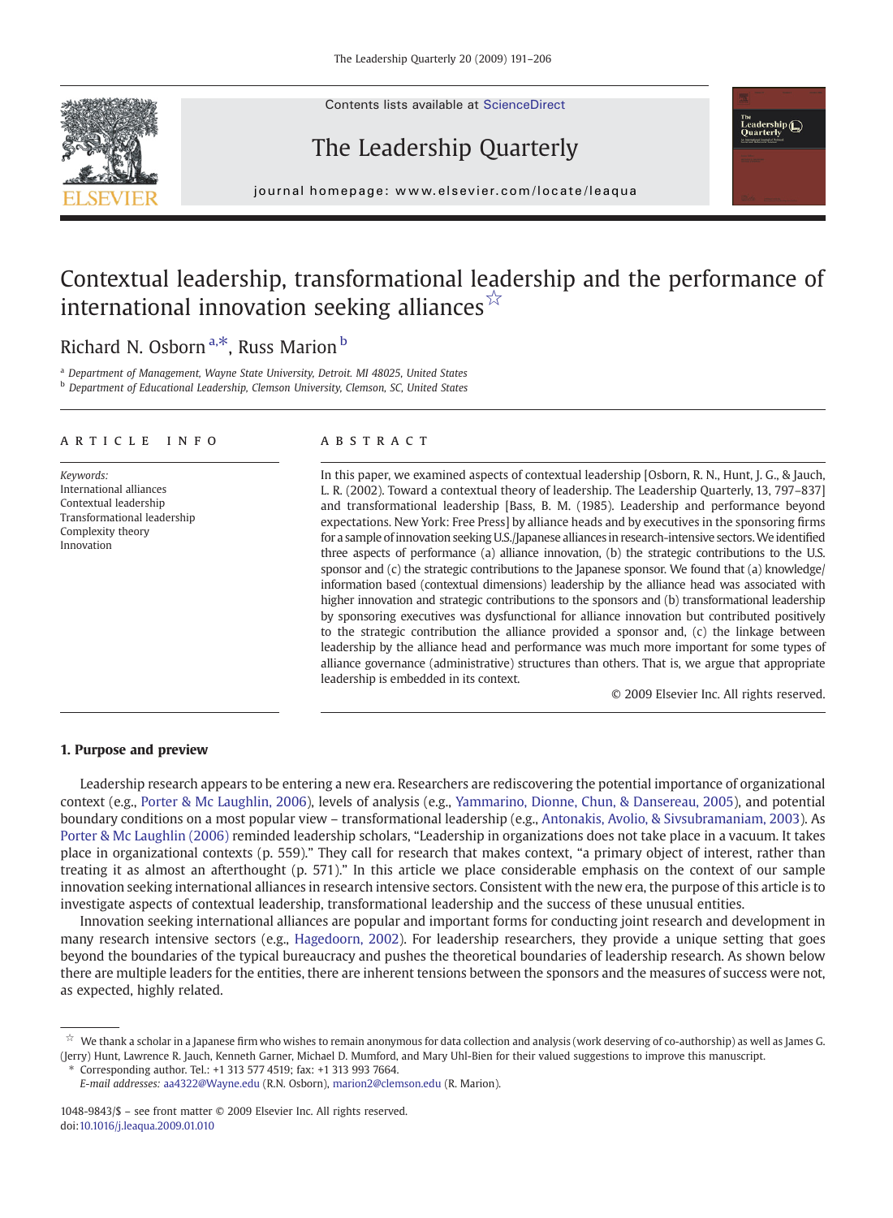# Contextual leadership, transformational leadership and the performance of international innovation seeking alliances☆

Richard N. Osborn[a,*], Russ Marion[b]

[a] Department of Management, Wayne State University, Detroit. MI 48025, United States
[b] Department of Educational Leadership, Clemson University, Clemson, SC, United States

## ARTICLE INFO

*Keywords:*
International alliances
Contextual leadership
Transformational leadership
Complexity theory
Innovation

## ABSTRACT

In this paper, we examined aspects of contextual leadership [Osborn, R. N., Hunt, J. G., & Jauch, L. R. (2002). Toward a contextual theory of leadership. The Leadership Quarterly, 13, 797–837] and transformational leadership [Bass, B. M. (1985). Leadership and performance beyond expectations. New York: Free Press] by alliance heads and by executives in the sponsoring firms for a sample of innovation seeking U.S./Japanese alliances in research-intensive sectors. We identified three aspects of performance (a) alliance innovation, (b) the strategic contributions to the U.S. sponsor and (c) the strategic contributions to the Japanese sponsor. We found that (a) knowledge/information based (contextual dimensions) leadership by the alliance head was associated with higher innovation and strategic contributions to the sponsors and (b) transformational leadership by sponsoring executives was dysfunctional for alliance innovation but contributed positively to the strategic contribution the alliance provided a sponsor and, (c) the linkage between leadership by the alliance head and performance was much more important for some types of alliance governance (administrative) structures than others. That is, we argue that appropriate leadership is embedded in its context.

© 2009 Elsevier Inc. All rights reserved.

## 1. Purpose and preview

Leadership research appears to be entering a new era. Researchers are rediscovering the potential importance of organizational context (e.g., Porter & Mc Laughlin, 2006), levels of analysis (e.g., Yammarino, Dionne, Chun, & Dansereau, 2005), and potential boundary conditions on a most popular view – transformational leadership (e.g., Antonakis, Avolio, & Sivsubramaniam, 2003). As Porter & Mc Laughlin (2006) reminded leadership scholars, "Leadership in organizations does not take place in a vacuum. It takes place in organizational contexts (p. 559)." They call for research that makes context, "a primary object of interest, rather than treating it as almost an afterthought (p. 571)." In this article we place considerable emphasis on the context of our sample innovation seeking international alliances in research intensive sectors. Consistent with the new era, the purpose of this article is to investigate aspects of contextual leadership, transformational leadership and the success of these unusual entities.

Innovation seeking international alliances are popular and important forms for conducting joint research and development in many research intensive sectors (e.g., Hagedoorn, 2002). For leadership researchers, they provide a unique setting that goes beyond the boundaries of the typical bureaucracy and pushes the theoretical boundaries of leadership research. As shown below there are multiple leaders for the entities, there are inherent tensions between the sponsors and the measures of success were not, as expected, highly related.

☆ We thank a scholar in a Japanese firm who wishes to remain anonymous for data collection and analysis (work deserving of co-authorship) as well as James G. (Jerry) Hunt, Lawrence R. Jauch, Kenneth Garner, Michael D. Mumford, and Mary Uhl-Bien for their valued suggestions to improve this manuscript.
* Corresponding author. Tel.: +1 313 577 4519; fax: +1 313 993 7664.
*E-mail addresses:* aa4322@Wayne.edu (R.N. Osborn), marion2@clemson.edu (R. Marion).

1048-9843/$ – see front matter © 2009 Elsevier Inc. All rights reserved.
doi:10.1016/j.leaqua.2009.01.010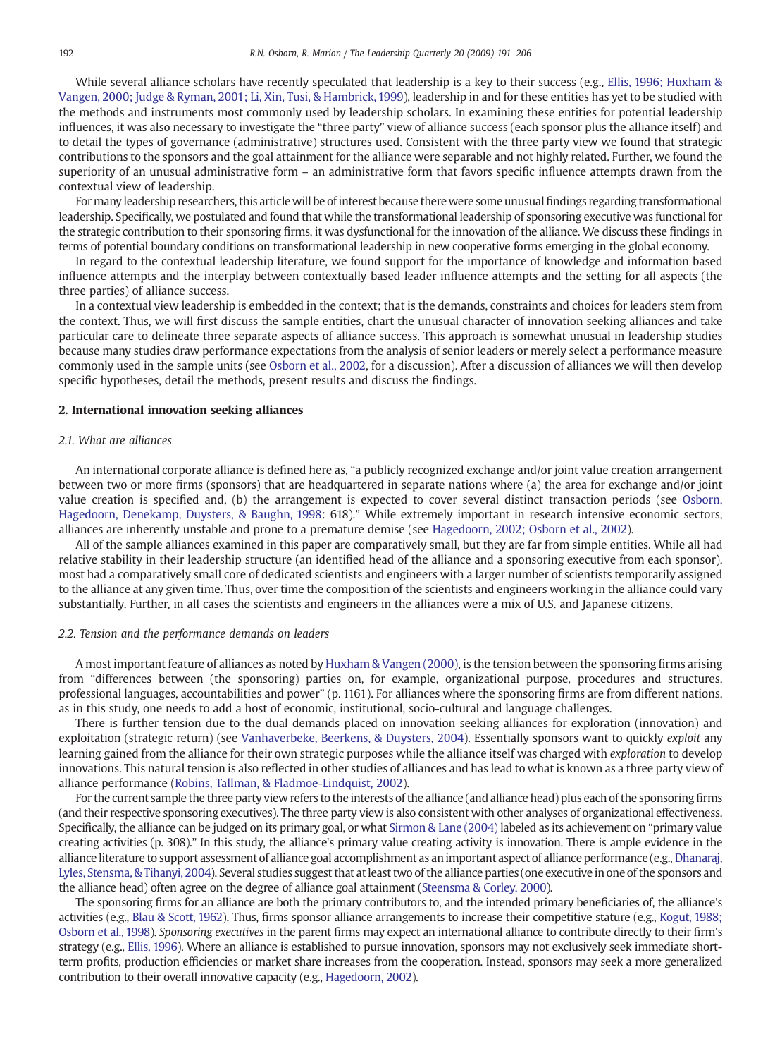While several alliance scholars have recently speculated that leadership is a key to their success (e.g., Ellis, 1996; Huxham & Vangen, 2000; Judge & Ryman, 2001; Li, Xin, Tusi, & Hambrick, 1999), leadership in and for these entities has yet to be studied with the methods and instruments most commonly used by leadership scholars. In examining these entities for potential leadership influences, it was also necessary to investigate the "three party" view of alliance success (each sponsor plus the alliance itself) and to detail the types of governance (administrative) structures used. Consistent with the three party view we found that strategic contributions to the sponsors and the goal attainment for the alliance were separable and not highly related. Further, we found the superiority of an unusual administrative form – an administrative form that favors specific influence attempts drawn from the contextual view of leadership.

For many leadership researchers, this article will be of interest because there were some unusual findings regarding transformational leadership. Specifically, we postulated and found that while the transformational leadership of sponsoring executive was functional for the strategic contribution to their sponsoring firms, it was dysfunctional for the innovation of the alliance. We discuss these findings in terms of potential boundary conditions on transformational leadership in new cooperative forms emerging in the global economy.

In regard to the contextual leadership literature, we found support for the importance of knowledge and information based influence attempts and the interplay between contextually based leader influence attempts and the setting for all aspects (the three parties) of alliance success.

In a contextual view leadership is embedded in the context; that is the demands, constraints and choices for leaders stem from the context. Thus, we will first discuss the sample entities, chart the unusual character of innovation seeking alliances and take particular care to delineate three separate aspects of alliance success. This approach is somewhat unusual in leadership studies because many studies draw performance expectations from the analysis of senior leaders or merely select a performance measure commonly used in the sample units (see Osborn et al., 2002, for a discussion). After a discussion of alliances we will then develop specific hypotheses, detail the methods, present results and discuss the findings.

## 2. International innovation seeking alliances

### 2.1. What are alliances

An international corporate alliance is defined here as, "a publicly recognized exchange and/or joint value creation arrangement between two or more firms (sponsors) that are headquartered in separate nations where (a) the area for exchange and/or joint value creation is specified and, (b) the arrangement is expected to cover several distinct transaction periods (see Osborn, Hagedoorn, Denekamp, Duysters, & Baughn, 1998: 618)." While extremely important in research intensive economic sectors, alliances are inherently unstable and prone to a premature demise (see Hagedoorn, 2002; Osborn et al., 2002).

All of the sample alliances examined in this paper are comparatively small, but they are far from simple entities. While all had relative stability in their leadership structure (an identified head of the alliance and a sponsoring executive from each sponsor), most had a comparatively small core of dedicated scientists and engineers with a larger number of scientists temporarily assigned to the alliance at any given time. Thus, over time the composition of the scientists and engineers working in the alliance could vary substantially. Further, in all cases the scientists and engineers in the alliances were a mix of U.S. and Japanese citizens.

### 2.2. Tension and the performance demands on leaders

A most important feature of alliances as noted by Huxham & Vangen (2000), is the tension between the sponsoring firms arising from "differences between (the sponsoring) parties on, for example, organizational purpose, procedures and structures, professional languages, accountabilities and power" (p. 1161). For alliances where the sponsoring firms are from different nations, as in this study, one needs to add a host of economic, institutional, socio-cultural and language challenges.

There is further tension due to the dual demands placed on innovation seeking alliances for exploration (innovation) and exploitation (strategic return) (see Vanhaverbeke, Beerkens, & Duysters, 2004). Essentially sponsors want to quickly *exploit* any learning gained from the alliance for their own strategic purposes while the alliance itself was charged with *exploration* to develop innovations. This natural tension is also reflected in other studies of alliances and has lead to what is known as a three party view of alliance performance (Robins, Tallman, & Fladmoe-Lindquist, 2002).

For the current sample the three party view refers to the interests of the alliance (and alliance head) plus each of the sponsoring firms (and their respective sponsoring executives). The three party view is also consistent with other analyses of organizational effectiveness. Specifically, the alliance can be judged on its primary goal, or what Sirmon & Lane (2004) labeled as its achievement on "primary value creating activities (p. 308)." In this study, the alliance's primary value creating activity is innovation. There is ample evidence in the alliance literature to support assessment of alliance goal accomplishment as an important aspect of alliance performance (e.g., Dhanaraj, Lyles, Stensma, & Tihanyi, 2004). Several studies suggest that at least two of the alliance parties (one executive in one of the sponsors and the alliance head) often agree on the degree of alliance goal attainment (Steensma & Corley, 2000).

The sponsoring firms for an alliance are both the primary contributors to, and the intended primary beneficiaries of, the alliance's activities (e.g., Blau & Scott, 1962). Thus, firms sponsor alliance arrangements to increase their competitive stature (e.g., Kogut, 1988; Osborn et al., 1998). *Sponsoring executives* in the parent firms may expect an international alliance to contribute directly to their firm's strategy (e.g., Ellis, 1996). Where an alliance is established to pursue innovation, sponsors may not exclusively seek immediate short-term profits, production efficiencies or market share increases from the cooperation. Instead, sponsors may seek a more generalized contribution to their overall innovative capacity (e.g., Hagedoorn, 2002).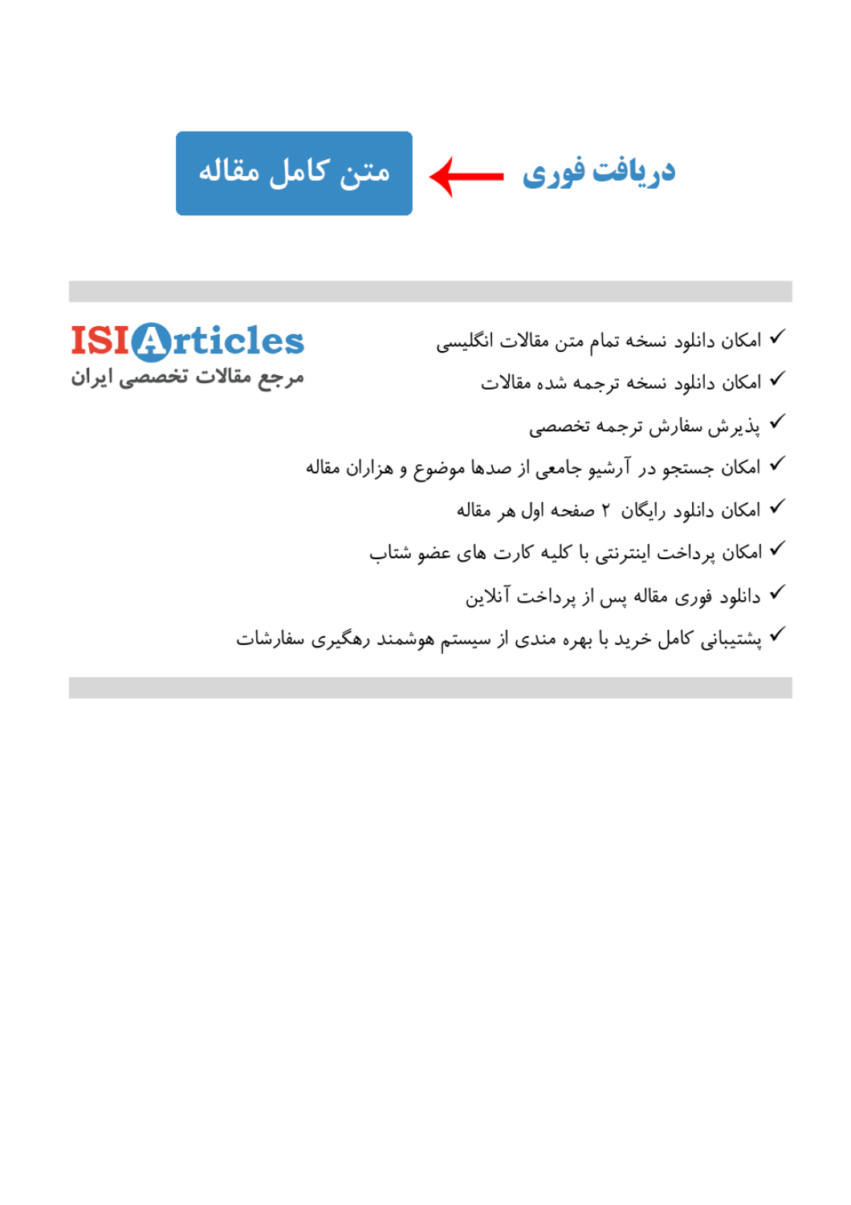دریافت فوری ← متن کامل مقاله

**ISIArticles**
مرجع مقالات تخصصی ایران

- ✓ امکان دانلود نسخه تمام متن مقالات انگلیسی
- ✓ امکان دانلود نسخه ترجمه شده مقالات
- ✓ پذیرش سفارش ترجمه تخصصی
- ✓ امکان جستجو در آرشیو جامعی از صدها موضوع و هزاران مقاله
- ✓ امکان دانلود رایگان ۲ صفحه اول هر مقاله
- ✓ امکان پرداخت اینترنتی با کلیه کارت های عضو شتاب
- ✓ دانلود فوری مقاله پس از پرداخت آنلاین
- ✓ پشتیبانی کامل خرید با بهره مندی از سیستم هوشمند رهگیری سفارشات